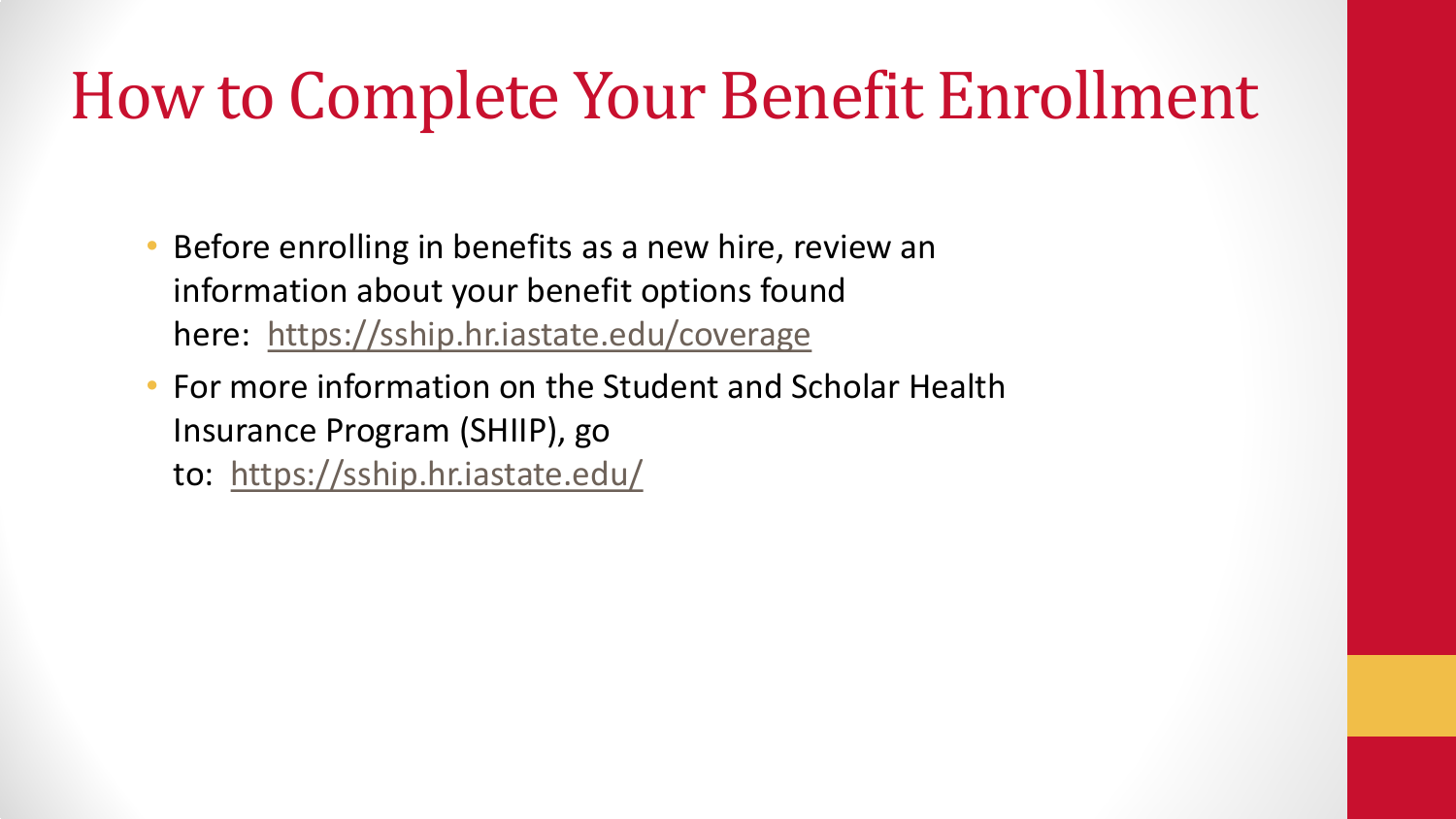# How to Complete Your Benefit Enrollment

- Before enrolling in benefits as a new hire, review an information about your benefit options found here: https://sship.hr.iastate.edu/coverage
- For more information on the Student and Scholar Health Insurance Program (SHIIP), go to: https://sship.hr.iastate.edu/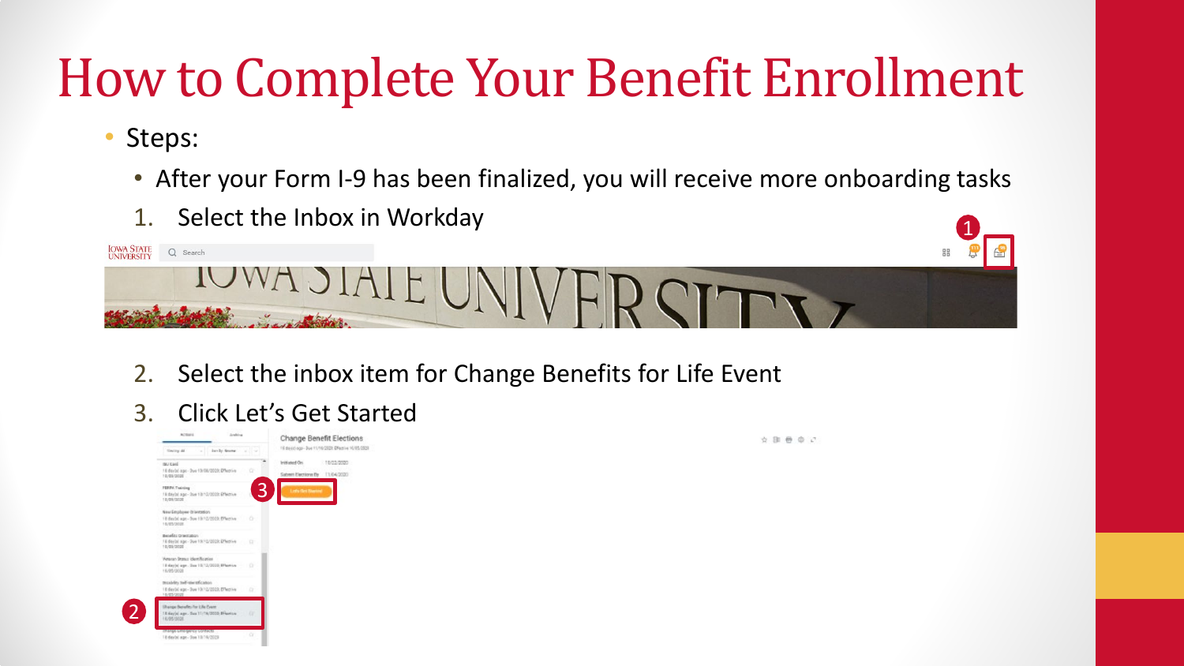# How to Complete Your Benefit Enrollment

- Steps:
  - After your Form I-9 has been finalized, you will receive more onboarding tasks

1. Select the Inbox in Workday
2. Select the inbox item for Change Benefits for Life Event
3. Click Let's Get Started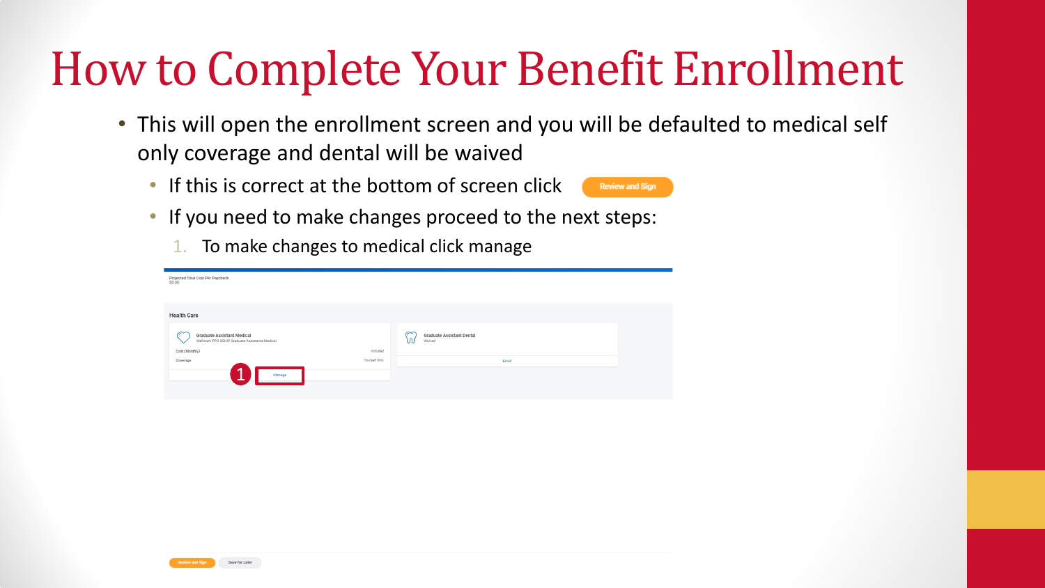# How to Complete Your Benefit Enrollment

- This will open the enrollment screen and you will be defaulted to medical self only coverage and dental will be waived
  - If this is correct at the bottom of screen click Review and Sign
  - If you need to make changes proceed to the next steps:
    1. To make changes to medical click manage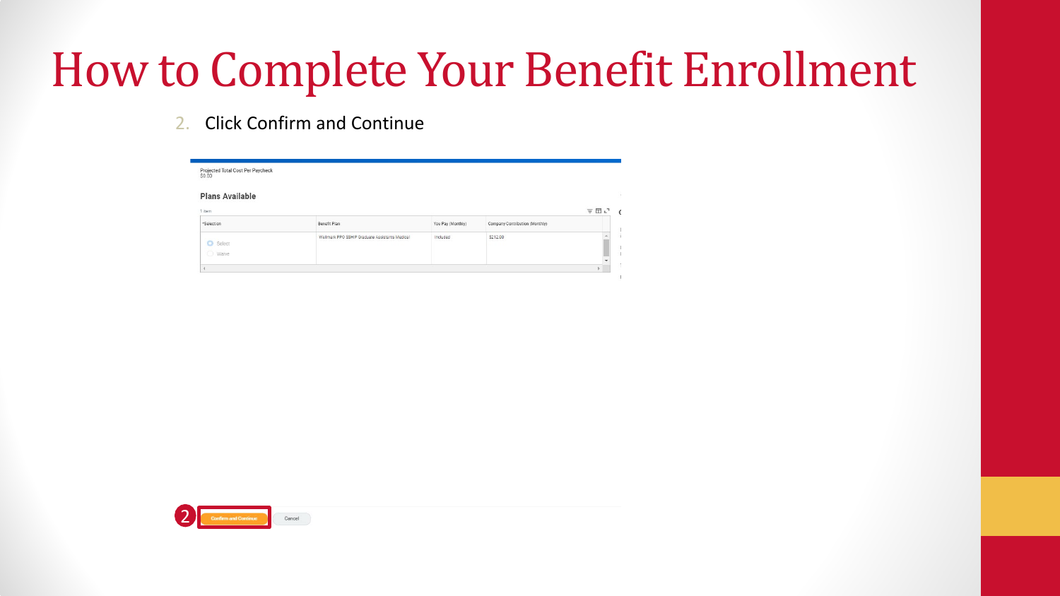# How to Complete Your Benefit Enrollment

2. Click Confirm and Continue

Projected Total Cost Per Paycheck
$0.00

## Plans Available

1 item

| *Selection | Benefit Plan | You Pay (Monthly) | Company Contribution (Monthly) |
| --- | --- | --- | --- |
| Select / Waive | Wellmark PPO SSHP Graduate Assistants Medical | Included | $212.00 |

Confirm and Continue | Cancel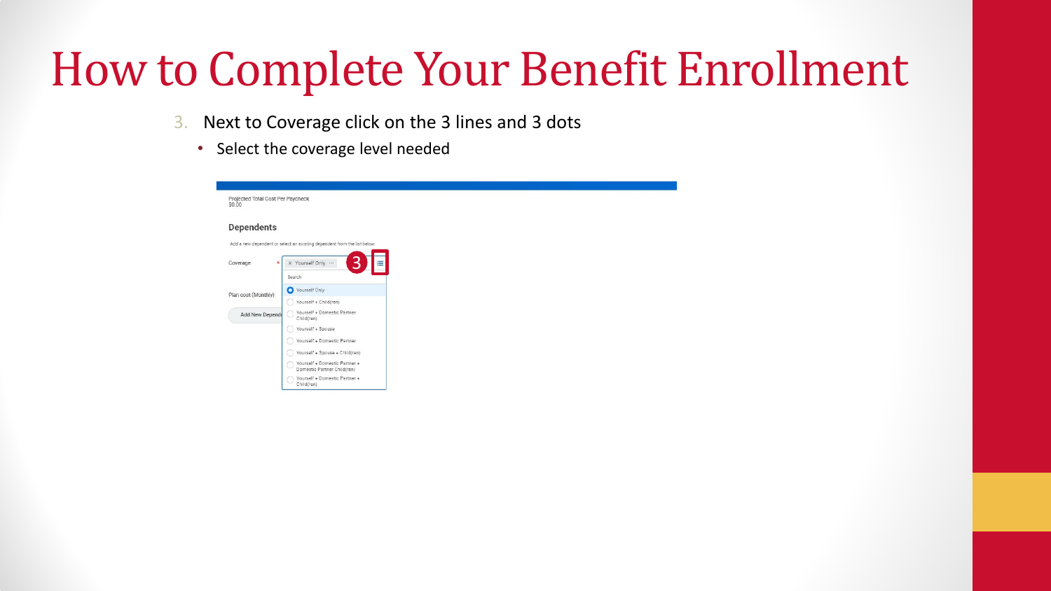# How to Complete Your Benefit Enrollment

3. Next to Coverage click on the 3 lines and 3 dots
   - Select the coverage level needed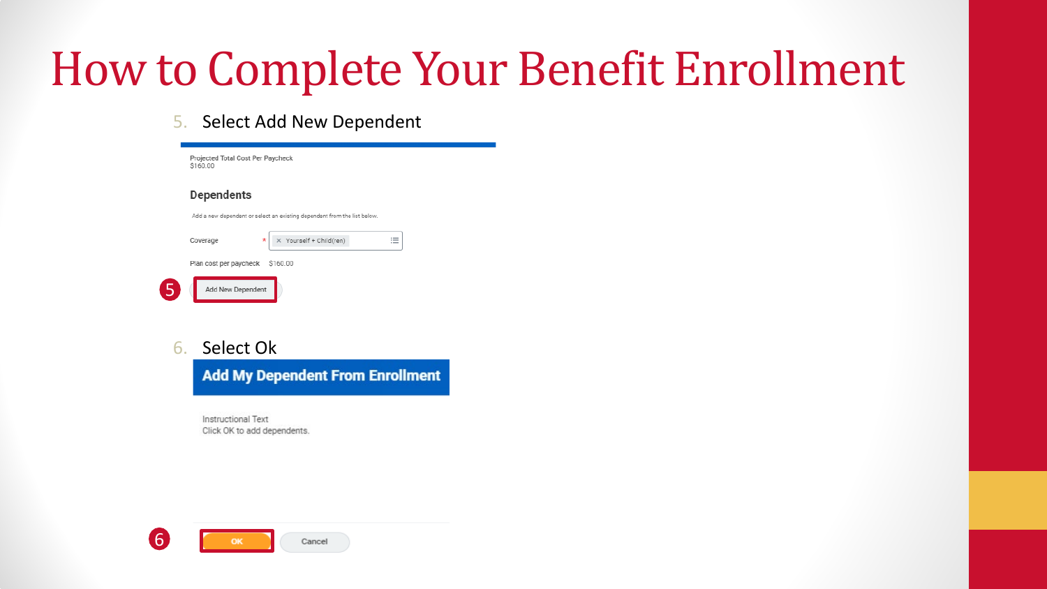# How to Complete Your Benefit Enrollment

5. Select Add New Dependent

Projected Total Cost Per Paycheck
$160.00

**Dependents**

Add a new dependent or select an existing dependent from the list below.

Coverage * Yourself + Child(ren)

Plan cost per paycheck $160.00

5 Add New Dependent

6. Select Ok

**Add My Dependent From Enrollment**

Instructional Text
Click OK to add dependents.

6 OK Cancel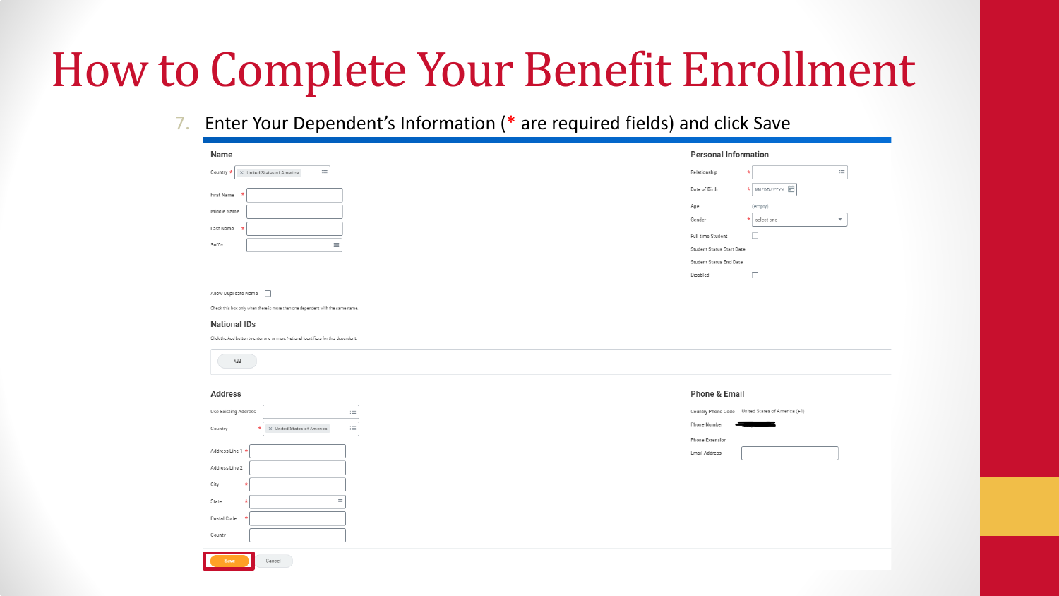# How to Complete Your Benefit Enrollment

7. Enter Your Dependent's Information (* are required fields) and click Save

**Name**

Country * United States of America

First Name *

Middle Name

Last Name *

Suffix

Allow Duplicate Name

Check this box only when there is more than one dependent with the same name.

**Personal Information**

Relationship *

Date of Birth * MM/DD/YYYY

Age (empty)

Gender * select one

Full-time Student

Student Status Start Date

Student Status End Date

Disabled

**National IDs**

Click the Add button to enter one or more National Identifiers for this dependent.

Add

**Address**

Use Existing Address

Country * United States of America

Address Line 1 *

Address Line 2

City *

State *

Postal Code *

County

**Phone & Email**

Country Phone Code United States of America (+1)

Phone Number

Phone Extension

Email Address

Save Cancel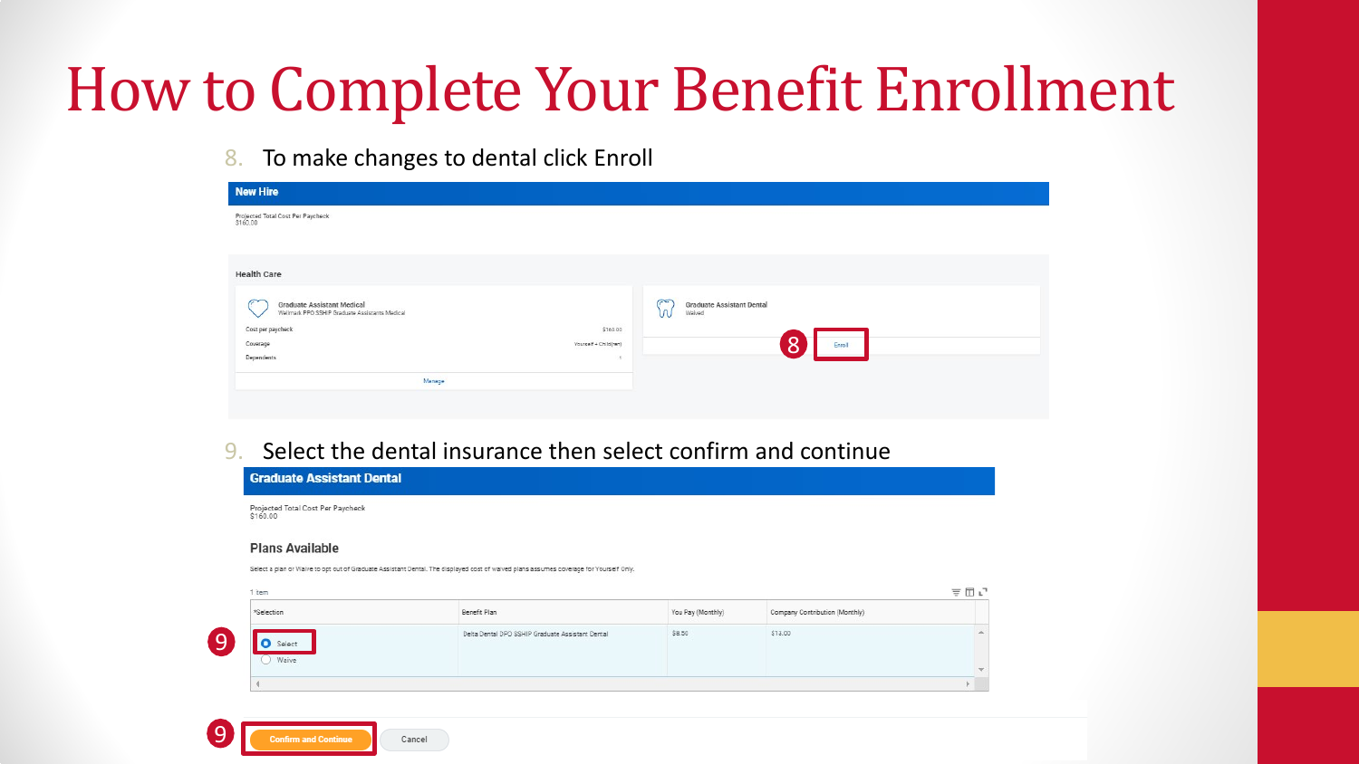# How to Complete Your Benefit Enrollment

8. To make changes to dental click Enroll

**New Hire**

Projected Total Cost Per Paycheck
$160.00

Health Care

Graduate Assistant Medical
Wellmark PPO SSHIP Graduate Assistants Medical

| | |
|---|---|
| Cost per paycheck | $160.00 |
| Coverage | Yourself + Child(ren) |
| Dependents | 1 |

Manage

Graduate Assistant Dental
Waived

Enroll

9. Select the dental insurance then select confirm and continue

**Graduate Assistant Dental**

Projected Total Cost Per Paycheck
$160.00

**Plans Available**

Select a plan or Waive to opt out of Graduate Assistant Dental. The displayed cost of waived plans assumes coverage for Yourself Only.

1 item

| *Selection | Benefit Plan | You Pay (Monthly) | Company Contribution (Monthly) |
|---|---|---|---|
| Select / Waive | Delta Dental DPO SSHIP Graduate Assistant Dental | $8.50 | $13.00 |

Confirm and Continue | Cancel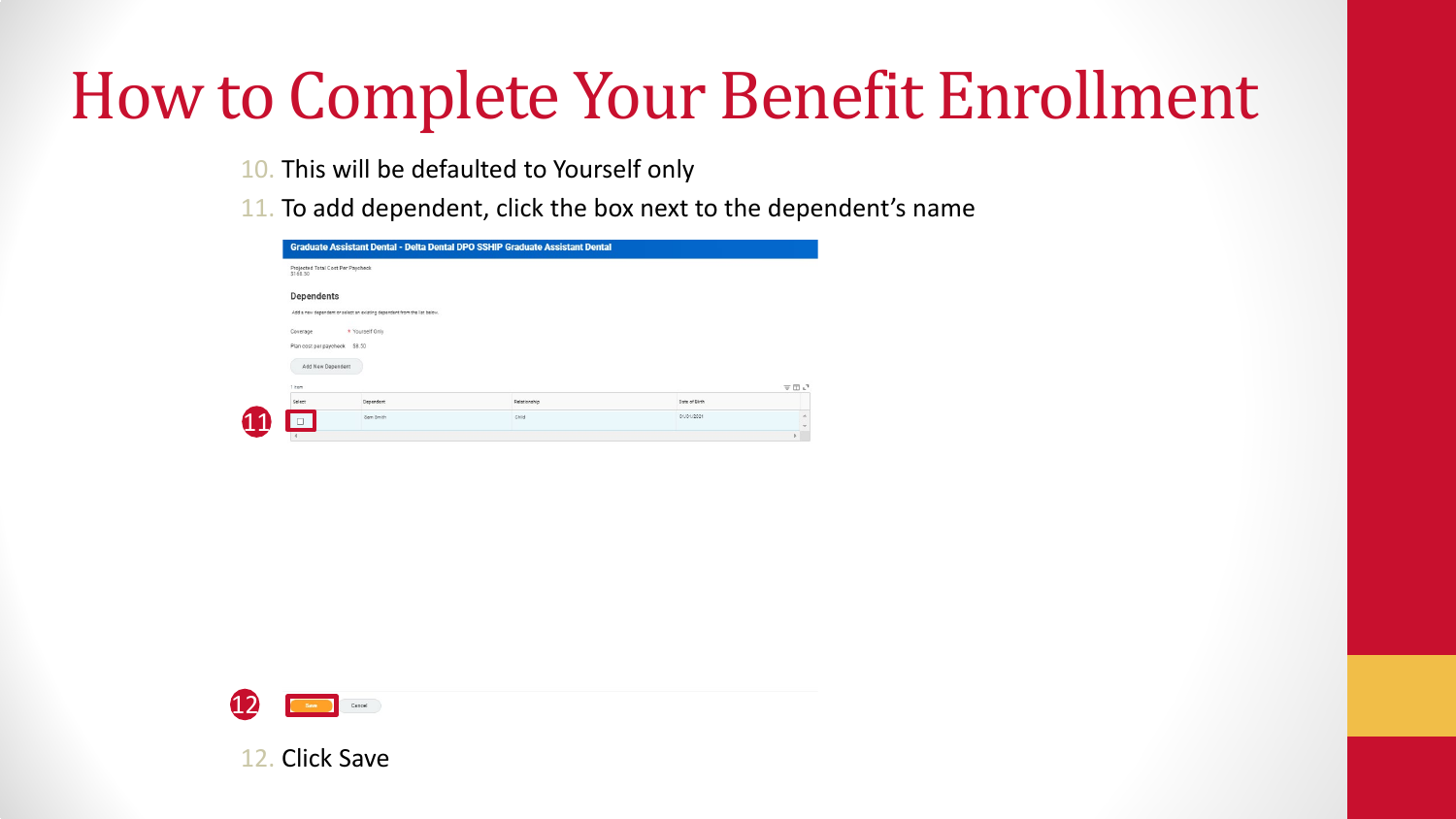# How to Complete Your Benefit Enrollment

10. This will be defaulted to Yourself only
11. To add dependent, click the box next to the dependent's name

**Graduate Assistant Dental - Delta Dental DPO SSHIP Graduate Assistant Dental**

Projected Total Cost Per Paycheck
$168.50

**Dependents**

Add a new dependent or select an existing dependent from the list below.

Coverage * Yourself Only

Plan cost per paycheck $8.50

Add New Dependent

1 item

| Select | Dependent | Relationship | Date of Birth |
| --- | --- | --- | --- |
| ☐ | Sam Smith | Child | 01/01/2021 |

Save Cancel

12. Click Save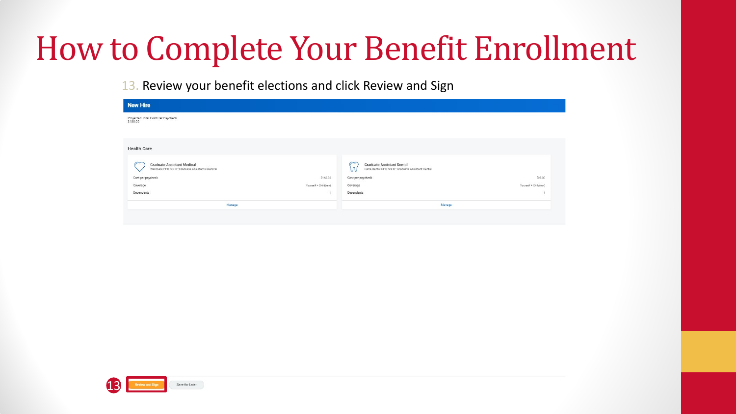# How to Complete Your Benefit Enrollment

13. Review your benefit elections and click Review and Sign

**New Hire**

Projected Total Cost Per Paycheck
$188.00

Health Care

**Graduate Assistant Medical**
Wellmark PPO SSHIP Graduate Assistants Medical

| | |
|---|---|
| Cost per paycheck | $160.00 |
| Coverage | Yourself + Child(ren) |
| Dependents | 1 |

Manage

**Graduate Assistant Dental**
Delta Dental DPO SSHIP Graduate Assistant Dental

| | |
|---|---|
| Cost per paycheck | $28.00 |
| Coverage | Yourself + Child(ren) |
| Dependents | 1 |

Manage

13 Review and Sign | Save for Later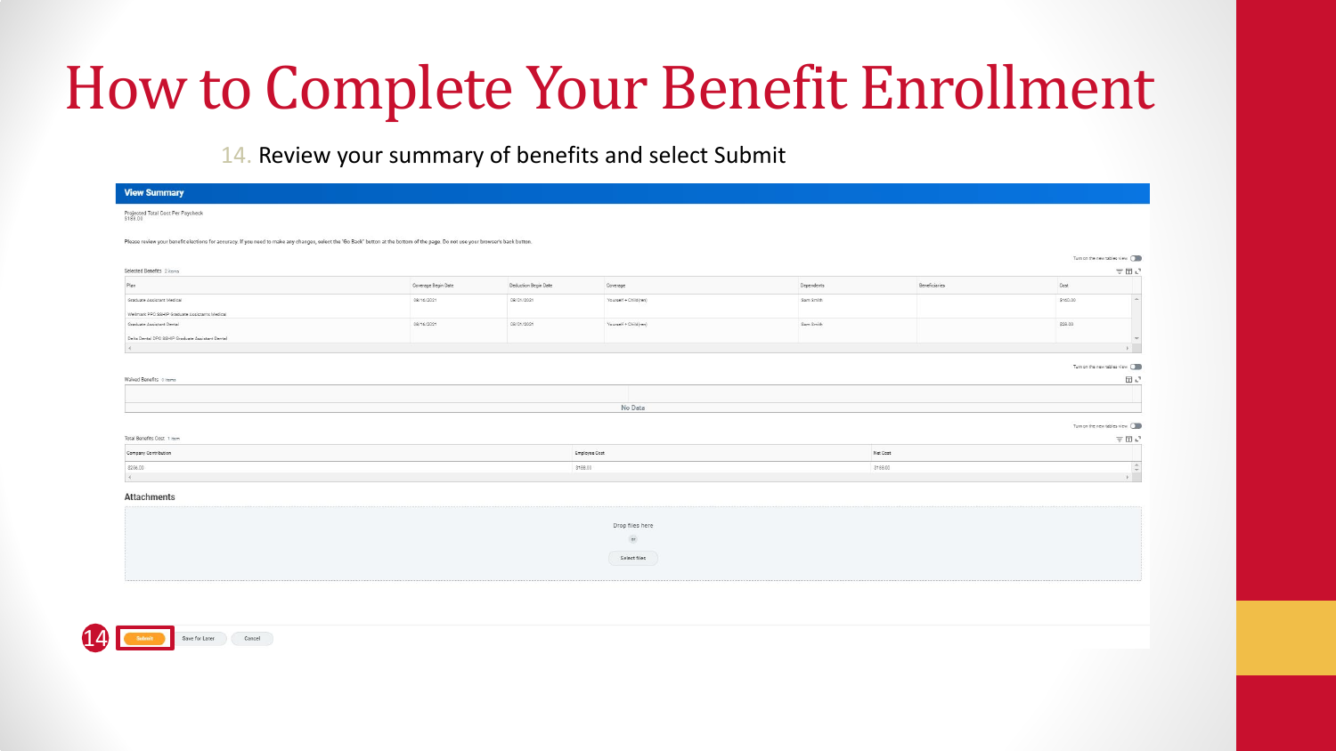# How to Complete Your Benefit Enrollment

14. Review your summary of benefits and select Submit

**View Summary**

Projected Total Cost Per Paycheck
$188.00

Please review your benefit elections for accuracy. If you need to make any changes, select the "Go Back" button at the bottom of the page. Do not use your browser's back button.

Selected Benefits 2 items

| Plan | Coverage Begin Date | Deduction Begin Date | Coverage | Dependents | Beneficiaries | Cost |
|---|---|---|---|---|---|---|
| Graduate Assistant Medical<br>Wellmark PPO SSHIP Graduate Assistants Medical | 08/16/2021 | 08/01/2021 | Yourself + Child(ren) | Sam Smith | | $160.00 |
| Graduate Assistant Dental<br>Delta Dental PPO SSHIP Graduate Assistant Dental | 08/16/2021 | 08/01/2021 | Yourself + Child(ren) | Sam Smith | | $28.00 |

Waived Benefits 0 items

No Data

Total Benefits Cost 1 item

| Company Contribution | Employee Cost | Net Cost |
|---|---|---|
| $256.00 | $188.00 | $188.00 |

**Attachments**

Drop files here
or
Select files

14 Submit | Save for Later | Cancel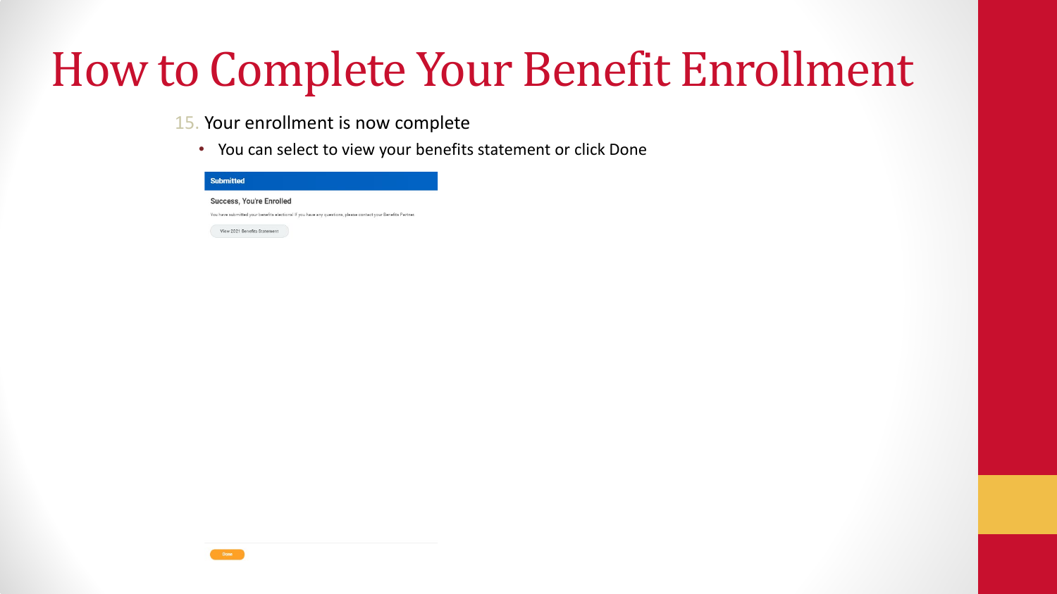# How to Complete Your Benefit Enrollment

15. Your enrollment is now complete
    - You can select to view your benefits statement or click Done

**Submitted**

Success, You're Enrolled

You have submitted your benefits elections. If you have any questions, please contact your Benefits Partner.

View 2021 Benefits Statement

Done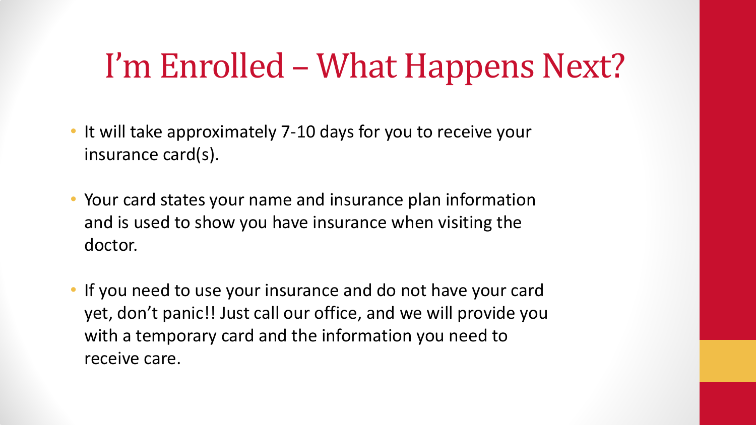# I'm Enrolled – What Happens Next?

- It will take approximately 7-10 days for you to receive your insurance card(s).
- Your card states your name and insurance plan information and is used to show you have insurance when visiting the doctor.
- If you need to use your insurance and do not have your card yet, don't panic!! Just call our office, and we will provide you with a temporary card and the information you need to receive care.